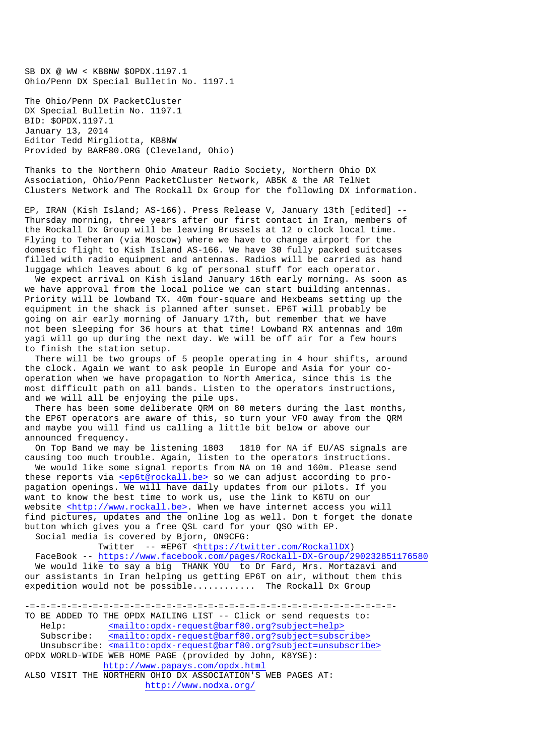SB DX @ WW < KB8NW $OPDX.1197.1
Ohio/Penn DX Special Bulletin No. 1197.1

The Ohio/Penn DX PacketCluster
DX Special Bulletin No. 1197.1
BID: $OPDX.1197.1
January 13, 2014
Editor Tedd Mirgliotta, KB8NW
Provided by BARF80.ORG (Cleveland, Ohio)

Thanks to the Northern Ohio Amateur Radio Society, Northern Ohio DX Association, Ohio/Penn PacketCluster Network, AB5K & the AR TelNet Clusters Network and The Rockall Dx Group for the following DX information.

EP, IRAN (Kish Island; AS-166). Press Release V, January 13th [edited] -- Thursday morning, three years after our first contact in Iran, members of the Rockall Dx Group will be leaving Brussels at 12 o clock local time. Flying to Teheran (via Moscow) where we have to change airport for the domestic flight to Kish Island AS-166. We have 30 fully packed suitcases filled with radio equipment and antennas. Radios will be carried as hand luggage which leaves about 6 kg of personal stuff for each operator.

We expect arrival on Kish island January 16th early morning. As soon as we have approval from the local police we can start building antennas. Priority will be lowband TX. 40m four-square and Hexbeams setting up the equipment in the shack is planned after sunset. EP6T will probably be going on air early morning of January 17th, but remember that we have not been sleeping for 36 hours at that time! Lowband RX antennas and 10m yagi will go up during the next day. We will be off air for a few hours to finish the station setup.

There will be two groups of 5 people operating in 4 hour shifts, around the clock. Again we want to ask people in Europe and Asia for your co-operation when we have propagation to North America, since this is the most difficult path on all bands. Listen to the operators instructions, and we will all be enjoying the pile ups.

There has been some deliberate QRM on 80 meters during the last months, the EP6T operators are aware of this, so turn your VFO away from the QRM and maybe you will find us calling a little bit below or above our announced frequency.

On Top Band we may be listening 1803   1810 for NA if EU/AS signals are causing too much trouble. Again, listen to the operators instructions.

We would like some signal reports from NA on 10 and 160m. Please send these reports via <ep6t@rockall.be> so we can adjust according to propagation openings. We will have daily updates from our pilots. If you want to know the best time to work us, use the link to K6TU on our website <http://www.rockall.be>. When we have internet access you will find pictures, updates and the online log as well. Don t forget the donate button which gives you a free QSL card for your QSO with EP.

Social media is covered by Bjorn, ON9CFG:
Twitter -- #EP6T <https://twitter.com/RockallDX)
FaceBook -- https://www.facebook.com/pages/Rockall-DX-Group/290232851176580

We would like to say a big  THANK YOU  to Dr Fard, Mrs. Mortazavi and our assistants in Iran helping us getting EP6T on air, without them this expedition would not be possible........... The Rockall Dx Group

-=-=-=-=-=-=-=-=-=-=-=-=-=-=-=-=-=-=-=-=-=-=-=-=-=-=-=-=-=-=-=-=-=-=-=-=-=-
TO BE ADDED TO THE OPDX MAILING LIST -- Click or send requests to:
Help: <mailto:opdx-request@barf80.org?subject=help>
Subscribe: <mailto:opdx-request@barf80.org?subject=subscribe>
Unsubscribe: <mailto:opdx-request@barf80.org?subject=unsubscribe>
OPDX WORLD-WIDE WEB HOME PAGE (provided by John, K8YSE):
http://www.papays.com/opdx.html
ALSO VISIT THE NORTHERN OHIO DX ASSOCIATION'S WEB PAGES AT:
http://www.nodxa.org/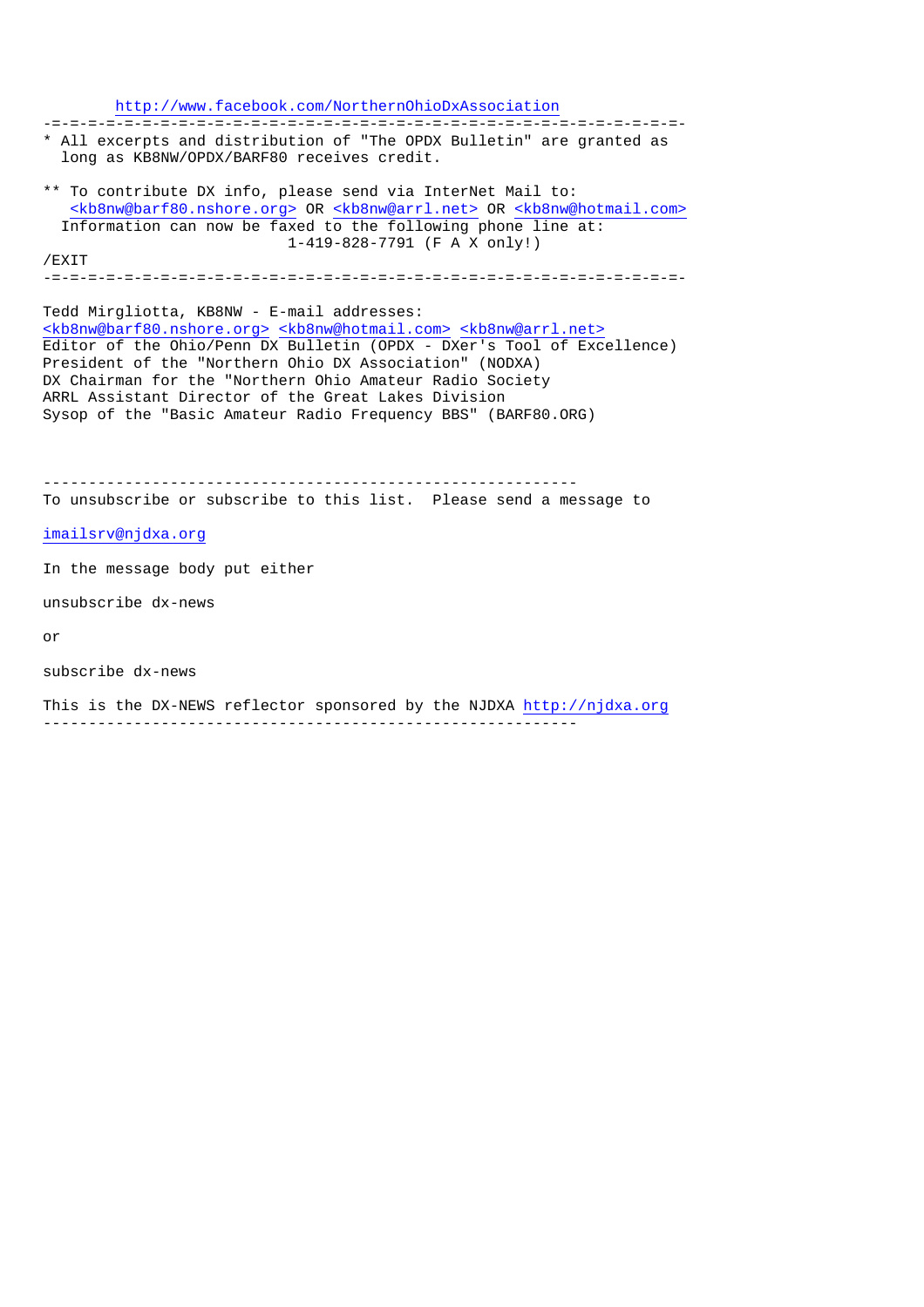http://www.facebook.com/NorthernOhioDxAssociation

-=-=-=-=-=-=-=-=-=-=-=-=-=-=-=-=-=-=-=-=-=-=-=-=-=-=-=-=-=-=-=-=-=-=-=-=-=-

* All excerpts and distribution of "The OPDX Bulletin" are granted as long as KB8NW/OPDX/BARF80 receives credit.

** To contribute DX info, please send via InterNet Mail to:
<kb8nw@barf80.nshore.org> OR <kb8nw@arrl.net> OR <kb8nw@hotmail.com>
Information can now be faxed to the following phone line at:
1-419-828-7791 (F A X only!)

/EXIT

-=-=-=-=-=-=-=-=-=-=-=-=-=-=-=-=-=-=-=-=-=-=-=-=-=-=-=-=-=-=-=-=-=-=-=-=-=-

Tedd Mirgliotta, KB8NW - E-mail addresses:
<kb8nw@barf80.nshore.org> <kb8nw@hotmail.com> <kb8nw@arrl.net>
Editor of the Ohio/Penn DX Bulletin (OPDX - DXer's Tool of Excellence)
President of the "Northern Ohio DX Association" (NODXA)
DX Chairman for the "Northern Ohio Amateur Radio Society
ARRL Assistant Director of the Great Lakes Division
Sysop of the "Basic Amateur Radio Frequency BBS" (BARF80.ORG)

-----------------------------------------------------------

To unsubscribe or subscribe to this list. Please send a message to

imailsrv@njdxa.org

In the message body put either

unsubscribe dx-news

or

subscribe dx-news

This is the DX-NEWS reflector sponsored by the NJDXA http://njdxa.org

-----------------------------------------------------------